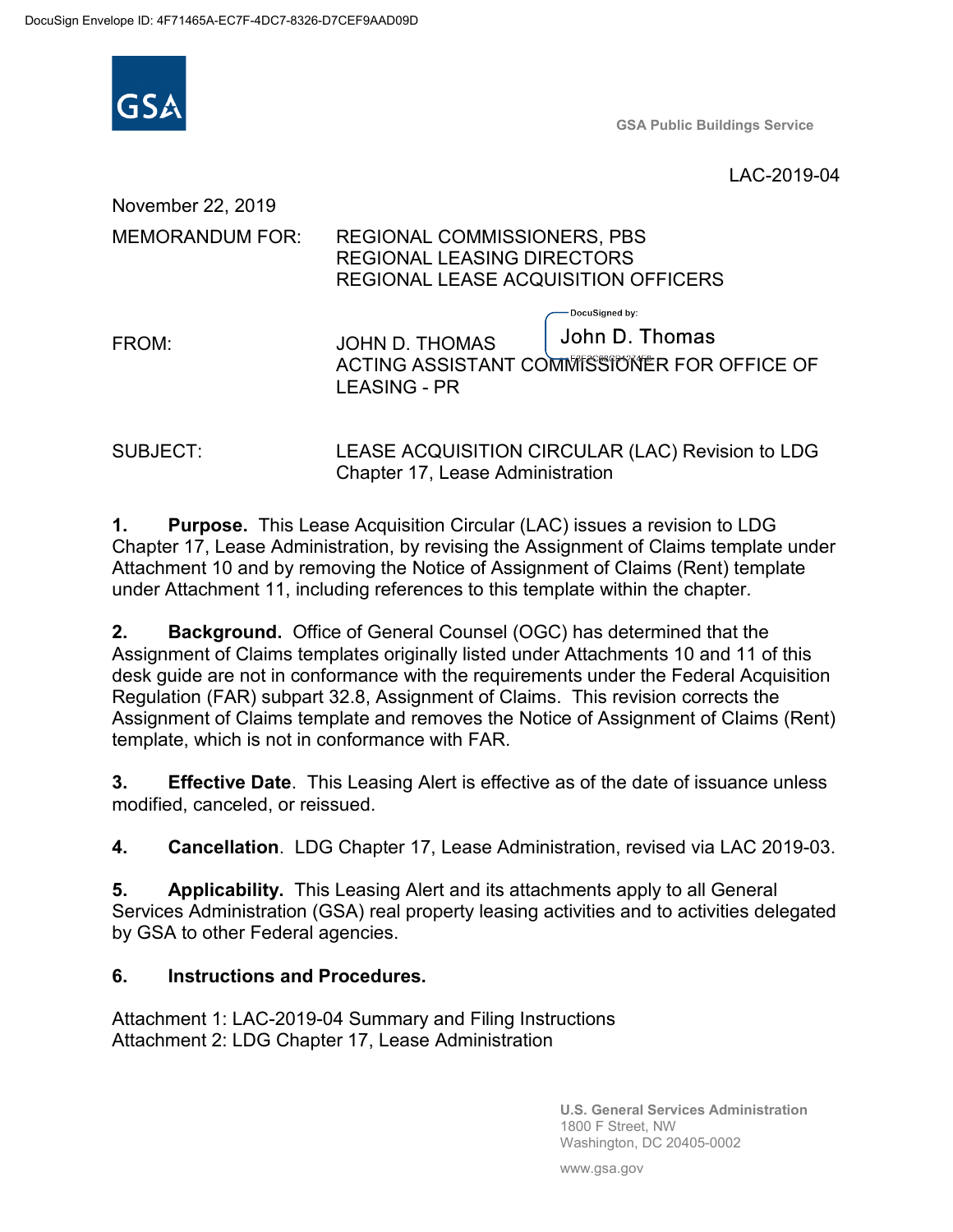DocuSign Envelope ID: 4F71465A-EC7F-4DC7-8326-D7CEF9AAD09D

GSA

GSA Public Buildings Service

LAC-2019-04

November 22, 2019

MEMORANDUM FOR: REGIONAL COMMISSIONERS, PBS
REGIONAL LEASING DIRECTORS
REGIONAL LEASE ACQUISITION OFFICERS

FROM: JOHN D. THOMAS
ACTING ASSISTANT COMMISSIONER FOR OFFICE OF LEASING - PR

DocuSigned by: John D. Thomas

SUBJECT: LEASE ACQUISITION CIRCULAR (LAC) Revision to LDG Chapter 17, Lease Administration

**1. Purpose.** This Lease Acquisition Circular (LAC) issues a revision to LDG Chapter 17, Lease Administration, by revising the Assignment of Claims template under Attachment 10 and by removing the Notice of Assignment of Claims (Rent) template under Attachment 11, including references to this template within the chapter.

**2. Background.** Office of General Counsel (OGC) has determined that the Assignment of Claims templates originally listed under Attachments 10 and 11 of this desk guide are not in conformance with the requirements under the Federal Acquisition Regulation (FAR) subpart 32.8, Assignment of Claims. This revision corrects the Assignment of Claims template and removes the Notice of Assignment of Claims (Rent) template, which is not in conformance with FAR.

**3. Effective Date**. This Leasing Alert is effective as of the date of issuance unless modified, canceled, or reissued.

**4. Cancellation**. LDG Chapter 17, Lease Administration, revised via LAC 2019-03.

**5. Applicability.** This Leasing Alert and its attachments apply to all General Services Administration (GSA) real property leasing activities and to activities delegated by GSA to other Federal agencies.

**6. Instructions and Procedures.**

Attachment 1: LAC-2019-04 Summary and Filing Instructions
Attachment 2: LDG Chapter 17, Lease Administration

U.S. General Services Administration
1800 F Street, NW
Washington, DC 20405-0002

www.gsa.gov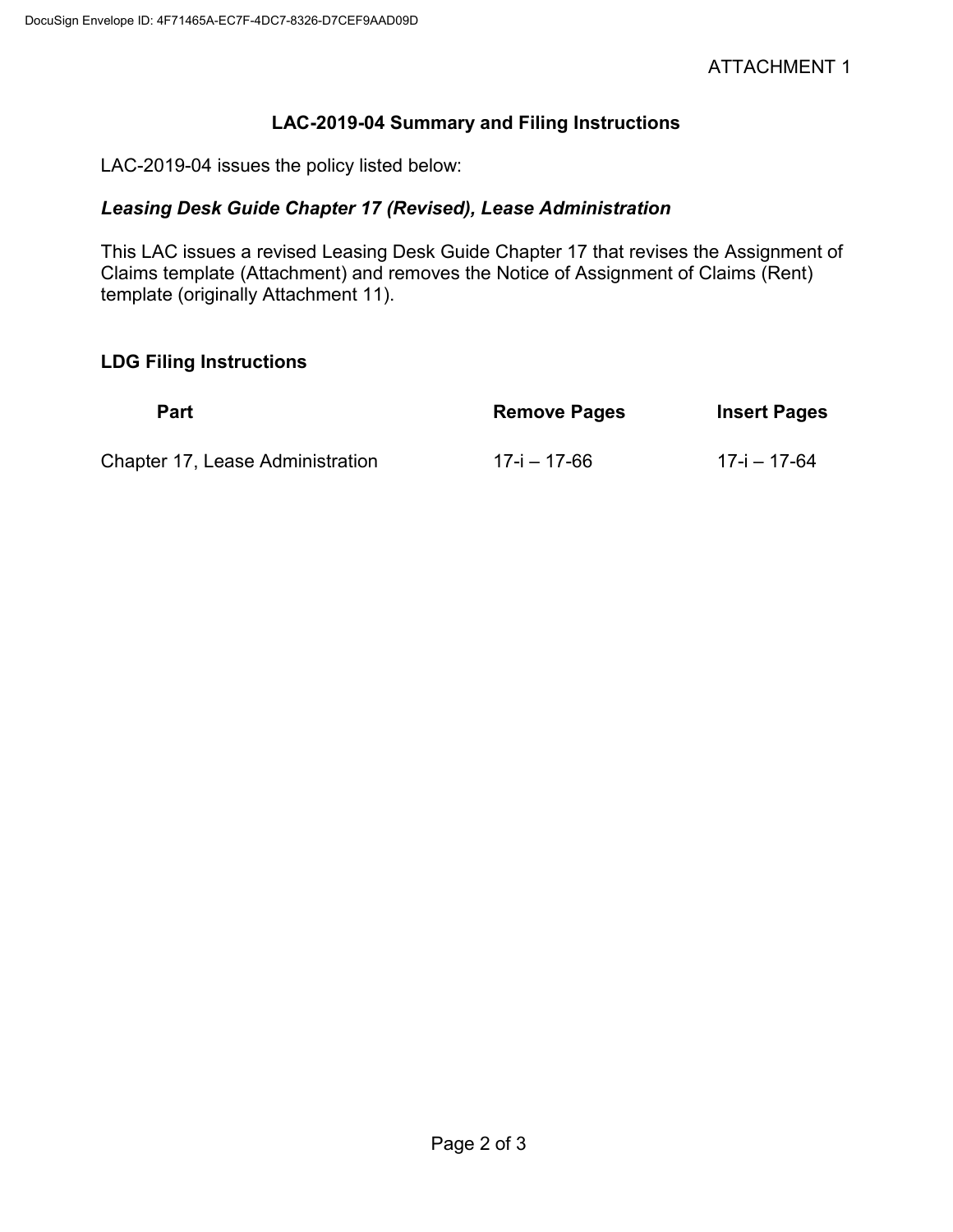ATTACHMENT 1

## LAC-2019-04 Summary and Filing Instructions

LAC-2019-04 issues the policy listed below:

### *Leasing Desk Guide Chapter 17 (Revised), Lease Administration*

This LAC issues a revised Leasing Desk Guide Chapter 17 that revises the Assignment of Claims template (Attachment) and removes the Notice of Assignment of Claims (Rent) template (originally Attachment 11).

### LDG Filing Instructions

| Part | Remove Pages | Insert Pages |
|---|---|---|
| Chapter 17, Lease Administration | 17-i – 17-66 | 17-i – 17-64 |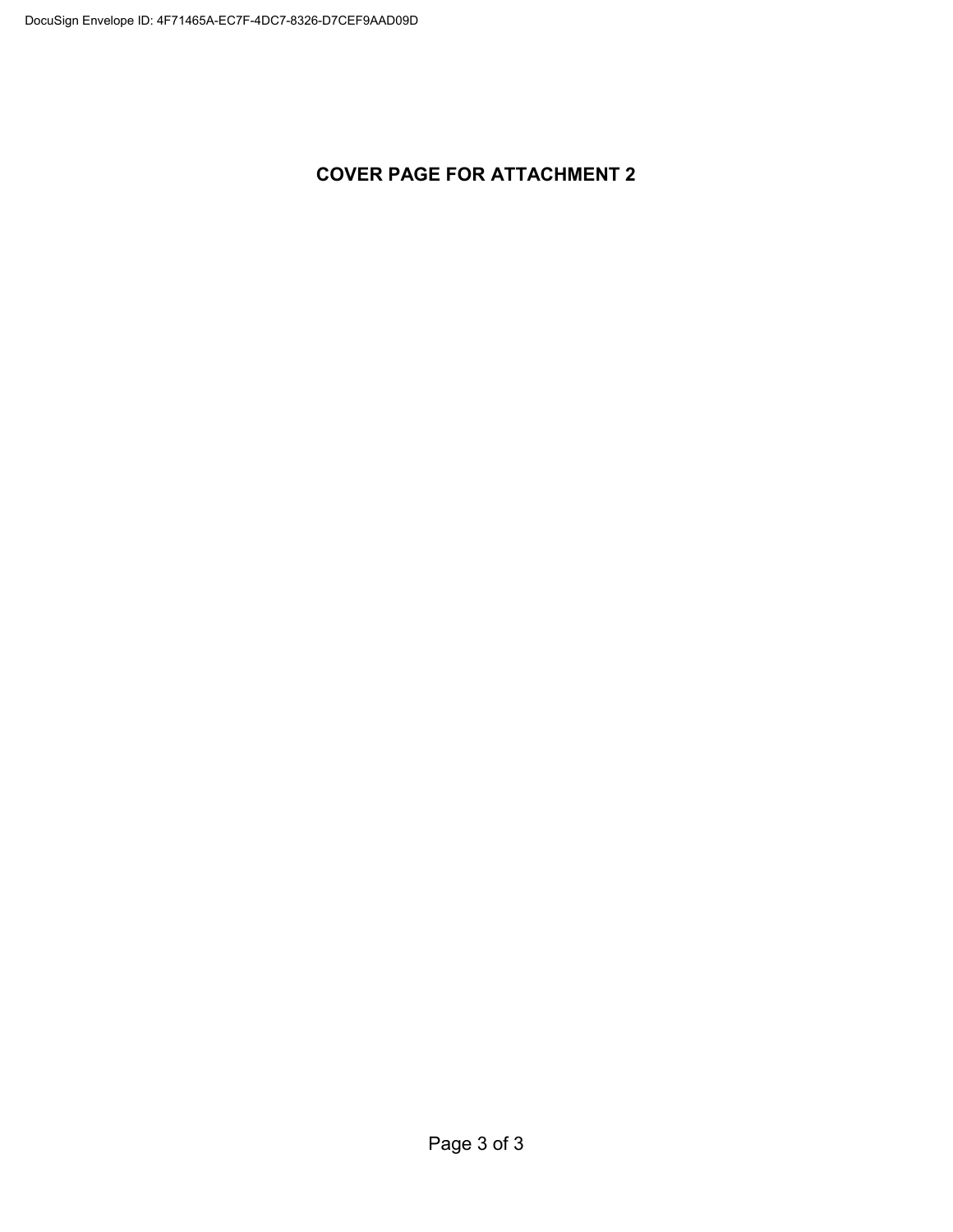DocuSign Envelope ID: 4F71465A-EC7F-4DC7-8326-D7CEF9AAD09D

# COVER PAGE FOR ATTACHMENT 2